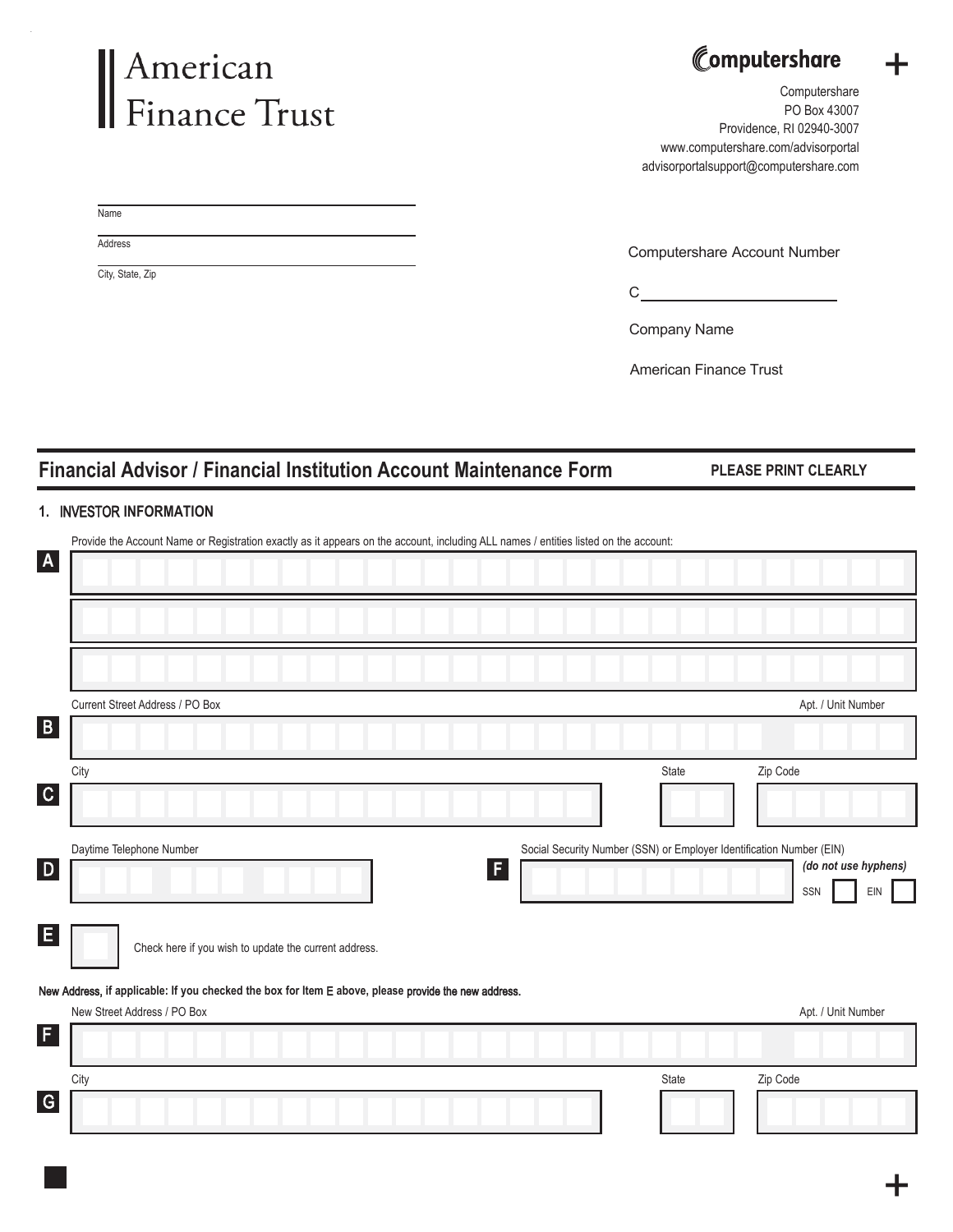# American Finance Trust

**Computershare**

Computershare
PO Box 43007
Providence, RI 02940-3007
www.computershare.com/advisorportal
advisorportalsupport@computershare.com

Name

Address

City, State, Zip

Computershare Account Number

C

Company Name

American Finance Trust

## Financial Advisor / Financial Institution Account Maintenance Form

**PLEASE PRINT CLEARLY**

### 1. INVESTOR INFORMATION

**A** Provide the Account Name or Registration exactly as it appears on the account, including ALL names / entities listed on the account:

**B** Current Street Address / PO Box — Apt. / Unit Number

**C** City — State — Zip Code

**D** Daytime Telephone Number

**F** Social Security Number (SSN) or Employer Identification Number (EIN) *(do not use hyphens)* SSN ☐ EIN ☐

**E** ☐ Check here if you wish to update the current address.

**New Address, if applicable: If you checked the box for Item E above, please provide the new address.**

**F** New Street Address / PO Box — Apt. / Unit Number

**G** City — State — Zip Code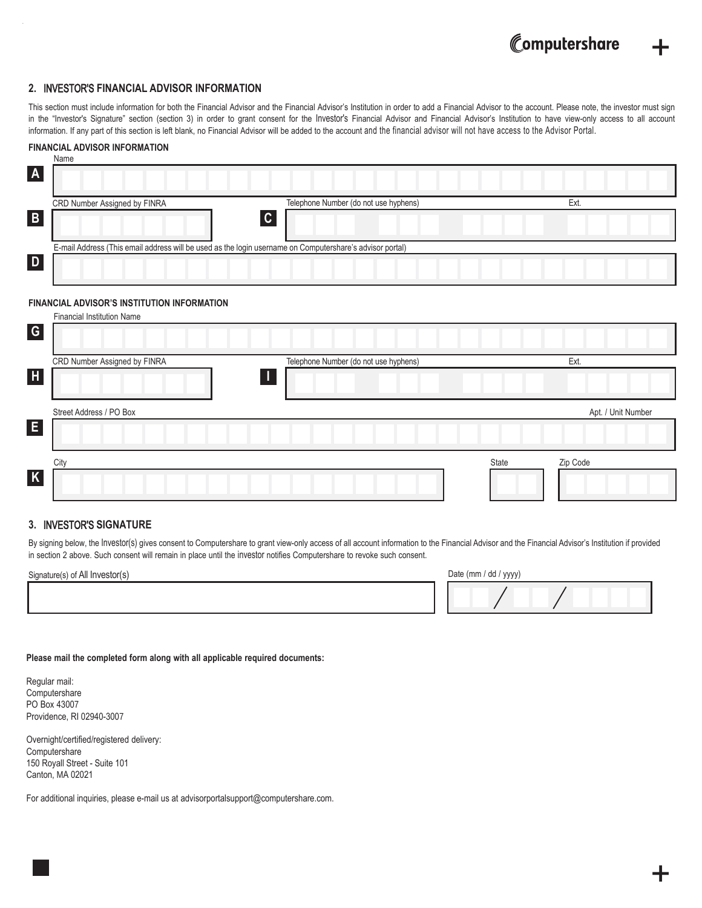## 2. INVESTOR'S FINANCIAL ADVISOR INFORMATION

This section must include information for both the Financial Advisor and the Financial Advisor's Institution in order to add a Financial Advisor to the account. Please note, the investor must sign in the "Investor's Signature" section (section 3) in order to grant consent for the Investor's Financial Advisor and Financial Advisor's Institution to have view-only access to all account information. If any part of this section is left blank, no Financial Advisor will be added to the account and the financial advisor will not have access to the Advisor Portal.

### FINANCIAL ADVISOR INFORMATION

**A** Name

**B** CRD Number Assigned by FINRA

**C** Telephone Number (do not use hyphens) Ext.

**D** E-mail Address (This email address will be used as the login username on Computershare's advisor portal)

### FINANCIAL ADVISOR'S INSTITUTION INFORMATION

**G** Financial Institution Name

**H** CRD Number Assigned by FINRA

**I** Telephone Number (do not use hyphens) Ext.

**E** Street Address / PO Box Apt. / Unit Number

**K** City State Zip Code

## 3. INVESTOR'S SIGNATURE

By signing below, the Investor(s) gives consent to Computershare to grant view-only access of all account information to the Financial Advisor and the Financial Advisor's Institution if provided in section 2 above. Such consent will remain in place until the investor notifies Computershare to revoke such consent.

Signature(s) of All Investor(s)

Date (mm / dd / yyyy)

**Please mail the completed form along with all applicable required documents:**

Regular mail:
Computershare
PO Box 43007
Providence, RI 02940-3007

Overnight/certified/registered delivery:
Computershare
150 Royall Street - Suite 101
Canton, MA 02021

For additional inquiries, please e-mail us at advisorportalsupport@computershare.com.